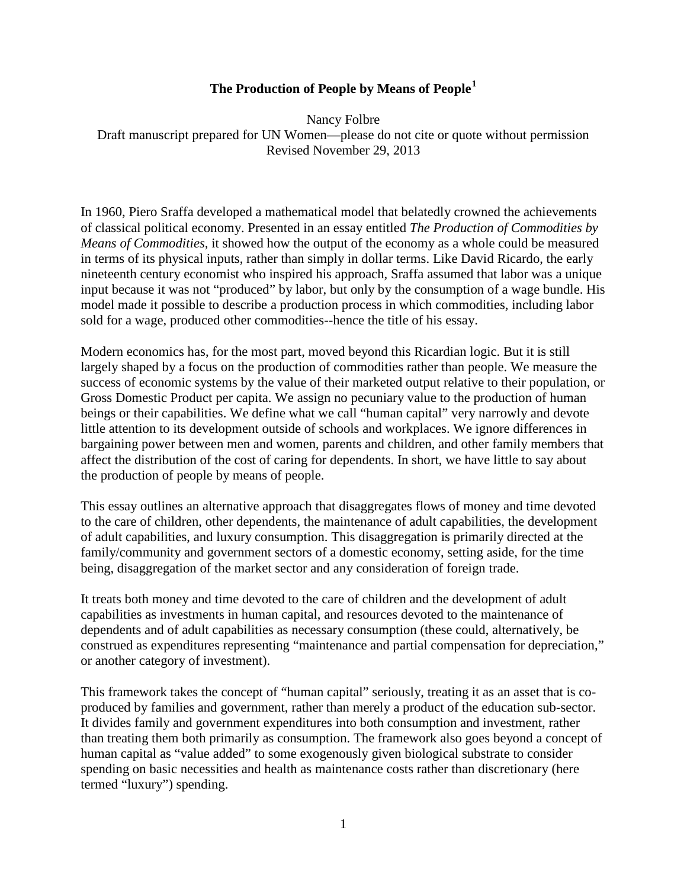# The Production of People by Means of People[1]

Nancy Folbre

Draft manuscript prepared for UN Women—please do not cite or quote without permission

Revised November 29, 2013

In 1960, Piero Sraffa developed a mathematical model that belatedly crowned the achievements of classical political economy. Presented in an essay entitled *The Production of Commodities by Means of Commodities*, it showed how the output of the economy as a whole could be measured in terms of its physical inputs, rather than simply in dollar terms. Like David Ricardo, the early nineteenth century economist who inspired his approach, Sraffa assumed that labor was a unique input because it was not "produced" by labor, but only by the consumption of a wage bundle. His model made it possible to describe a production process in which commodities, including labor sold for a wage, produced other commodities--hence the title of his essay.

Modern economics has, for the most part, moved beyond this Ricardian logic. But it is still largely shaped by a focus on the production of commodities rather than people. We measure the success of economic systems by the value of their marketed output relative to their population, or Gross Domestic Product per capita. We assign no pecuniary value to the production of human beings or their capabilities. We define what we call "human capital" very narrowly and devote little attention to its development outside of schools and workplaces. We ignore differences in bargaining power between men and women, parents and children, and other family members that affect the distribution of the cost of caring for dependents. In short, we have little to say about the production of people by means of people.

This essay outlines an alternative approach that disaggregates flows of money and time devoted to the care of children, other dependents, the maintenance of adult capabilities, the development of adult capabilities, and luxury consumption. This disaggregation is primarily directed at the family/community and government sectors of a domestic economy, setting aside, for the time being, disaggregation of the market sector and any consideration of foreign trade.

It treats both money and time devoted to the care of children and the development of adult capabilities as investments in human capital, and resources devoted to the maintenance of dependents and of adult capabilities as necessary consumption (these could, alternatively, be construed as expenditures representing "maintenance and partial compensation for depreciation," or another category of investment).

This framework takes the concept of "human capital" seriously, treating it as an asset that is co-produced by families and government, rather than merely a product of the education sub-sector. It divides family and government expenditures into both consumption and investment, rather than treating them both primarily as consumption. The framework also goes beyond a concept of human capital as "value added" to some exogenously given biological substrate to consider spending on basic necessities and health as maintenance costs rather than discretionary (here termed "luxury") spending.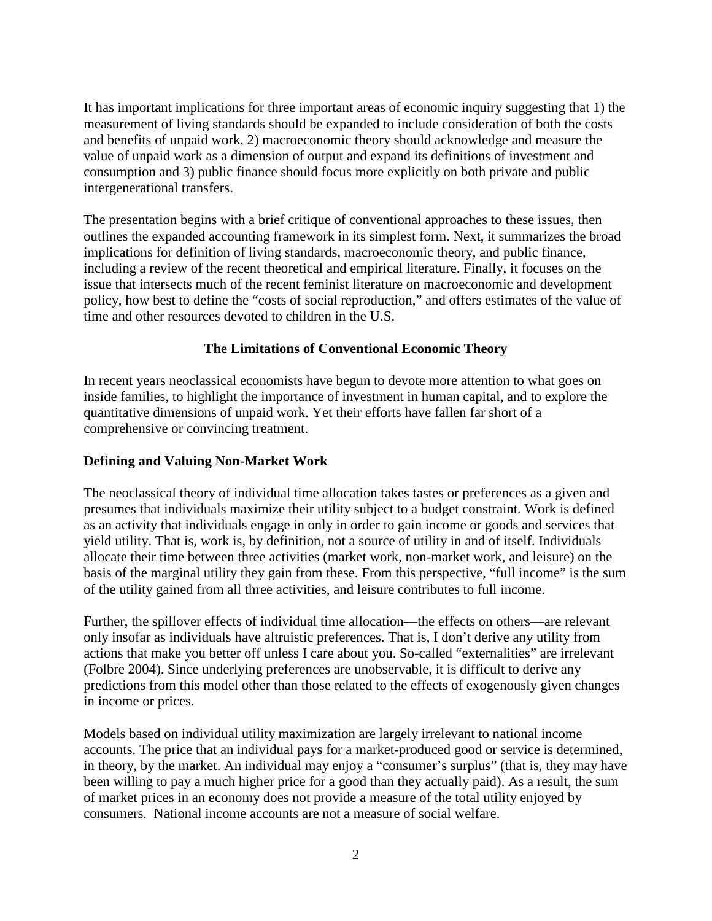It has important implications for three important areas of economic inquiry suggesting that 1) the measurement of living standards should be expanded to include consideration of both the costs and benefits of unpaid work, 2) macroeconomic theory should acknowledge and measure the value of unpaid work as a dimension of output and expand its definitions of investment and consumption and 3) public finance should focus more explicitly on both private and public intergenerational transfers.

The presentation begins with a brief critique of conventional approaches to these issues, then outlines the expanded accounting framework in its simplest form. Next, it summarizes the broad implications for definition of living standards, macroeconomic theory, and public finance, including a review of the recent theoretical and empirical literature. Finally, it focuses on the issue that intersects much of the recent feminist literature on macroeconomic and development policy, how best to define the "costs of social reproduction," and offers estimates of the value of time and other resources devoted to children in the U.S.

## The Limitations of Conventional Economic Theory

In recent years neoclassical economists have begun to devote more attention to what goes on inside families, to highlight the importance of investment in human capital, and to explore the quantitative dimensions of unpaid work. Yet their efforts have fallen far short of a comprehensive or convincing treatment.

### Defining and Valuing Non-Market Work

The neoclassical theory of individual time allocation takes tastes or preferences as a given and presumes that individuals maximize their utility subject to a budget constraint. Work is defined as an activity that individuals engage in only in order to gain income or goods and services that yield utility. That is, work is, by definition, not a source of utility in and of itself. Individuals allocate their time between three activities (market work, non-market work, and leisure) on the basis of the marginal utility they gain from these. From this perspective, "full income" is the sum of the utility gained from all three activities, and leisure contributes to full income.

Further, the spillover effects of individual time allocation—the effects on others—are relevant only insofar as individuals have altruistic preferences. That is, I don't derive any utility from actions that make you better off unless I care about you. So-called "externalities" are irrelevant (Folbre 2004). Since underlying preferences are unobservable, it is difficult to derive any predictions from this model other than those related to the effects of exogenously given changes in income or prices.

Models based on individual utility maximization are largely irrelevant to national income accounts. The price that an individual pays for a market-produced good or service is determined, in theory, by the market. An individual may enjoy a "consumer's surplus" (that is, they may have been willing to pay a much higher price for a good than they actually paid). As a result, the sum of market prices in an economy does not provide a measure of the total utility enjoyed by consumers. National income accounts are not a measure of social welfare.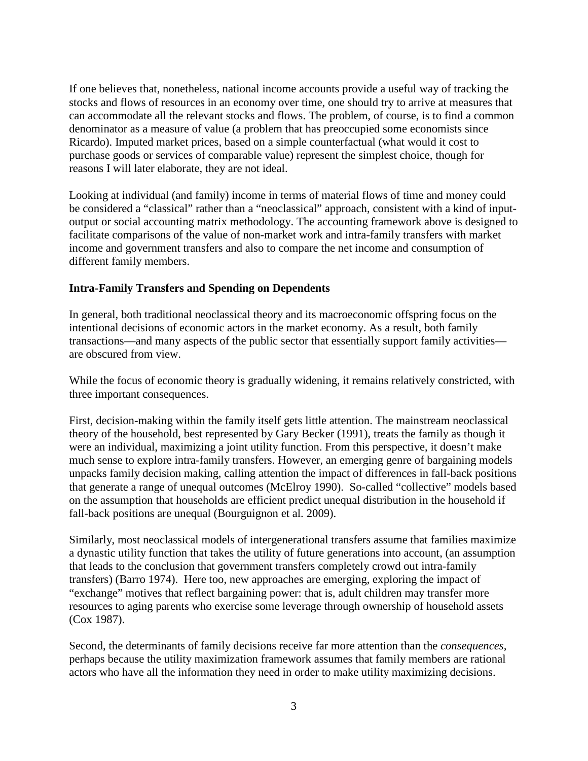If one believes that, nonetheless, national income accounts provide a useful way of tracking the stocks and flows of resources in an economy over time, one should try to arrive at measures that can accommodate all the relevant stocks and flows. The problem, of course, is to find a common denominator as a measure of value (a problem that has preoccupied some economists since Ricardo). Imputed market prices, based on a simple counterfactual (what would it cost to purchase goods or services of comparable value) represent the simplest choice, though for reasons I will later elaborate, they are not ideal.

Looking at individual (and family) income in terms of material flows of time and money could be considered a "classical" rather than a "neoclassical" approach, consistent with a kind of input-output or social accounting matrix methodology. The accounting framework above is designed to facilitate comparisons of the value of non-market work and intra-family transfers with market income and government transfers and also to compare the net income and consumption of different family members.

## Intra-Family Transfers and Spending on Dependents

In general, both traditional neoclassical theory and its macroeconomic offspring focus on the intentional decisions of economic actors in the market economy. As a result, both family transactions—and many aspects of the public sector that essentially support family activities—are obscured from view.

While the focus of economic theory is gradually widening, it remains relatively constricted, with three important consequences.

First, decision-making within the family itself gets little attention. The mainstream neoclassical theory of the household, best represented by Gary Becker (1991), treats the family as though it were an individual, maximizing a joint utility function. From this perspective, it doesn't make much sense to explore intra-family transfers. However, an emerging genre of bargaining models unpacks family decision making, calling attention the impact of differences in fall-back positions that generate a range of unequal outcomes (McElroy 1990). So-called "collective" models based on the assumption that households are efficient predict unequal distribution in the household if fall-back positions are unequal (Bourguignon et al. 2009).

Similarly, most neoclassical models of intergenerational transfers assume that families maximize a dynastic utility function that takes the utility of future generations into account, (an assumption that leads to the conclusion that government transfers completely crowd out intra-family transfers) (Barro 1974). Here too, new approaches are emerging, exploring the impact of "exchange" motives that reflect bargaining power: that is, adult children may transfer more resources to aging parents who exercise some leverage through ownership of household assets (Cox 1987).

Second, the determinants of family decisions receive far more attention than the *consequences,* perhaps because the utility maximization framework assumes that family members are rational actors who have all the information they need in order to make utility maximizing decisions.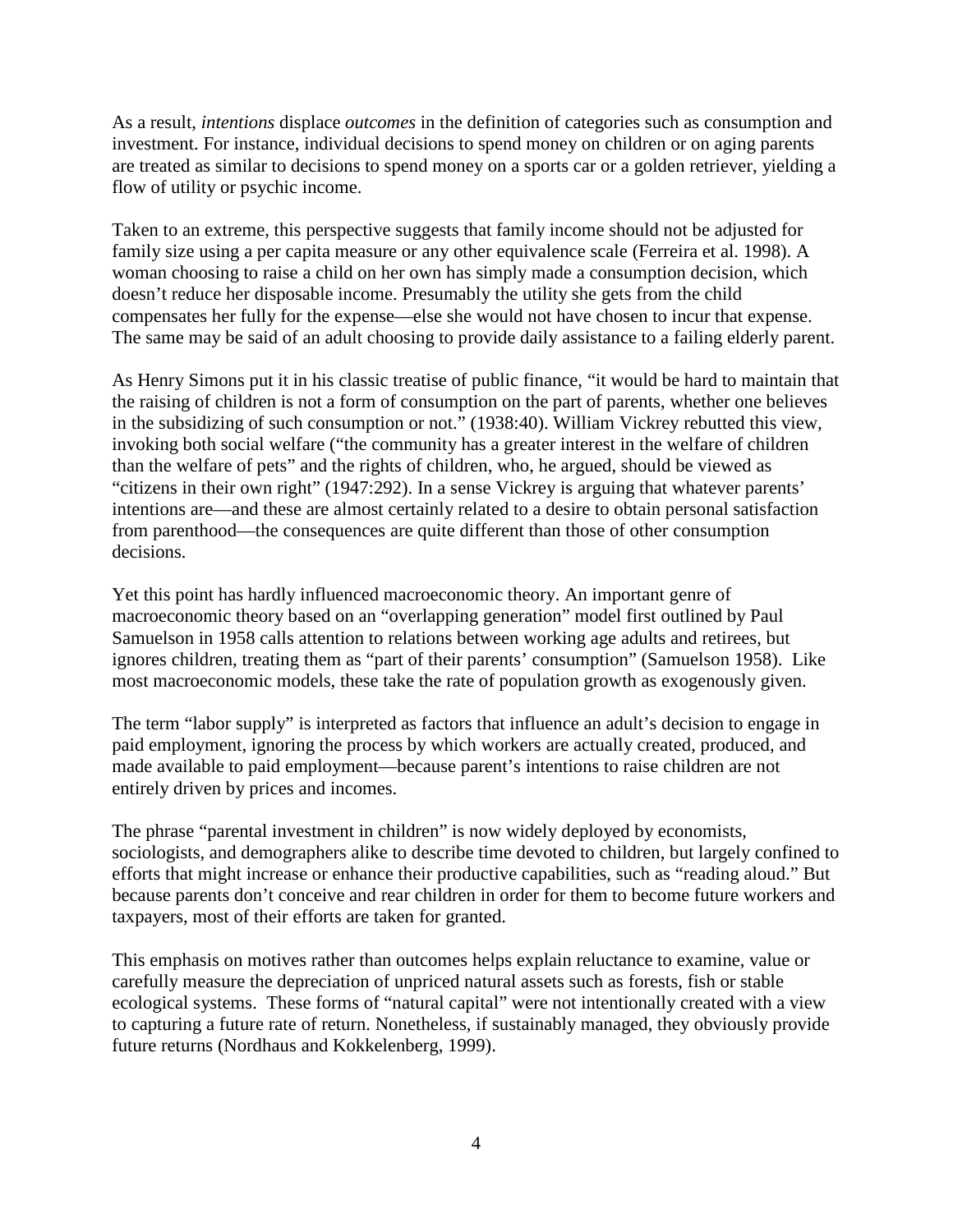As a result, *intentions* displace *outcomes* in the definition of categories such as consumption and investment. For instance, individual decisions to spend money on children or on aging parents are treated as similar to decisions to spend money on a sports car or a golden retriever, yielding a flow of utility or psychic income.

Taken to an extreme, this perspective suggests that family income should not be adjusted for family size using a per capita measure or any other equivalence scale (Ferreira et al. 1998). A woman choosing to raise a child on her own has simply made a consumption decision, which doesn't reduce her disposable income. Presumably the utility she gets from the child compensates her fully for the expense—else she would not have chosen to incur that expense. The same may be said of an adult choosing to provide daily assistance to a failing elderly parent.

As Henry Simons put it in his classic treatise of public finance, "it would be hard to maintain that the raising of children is not a form of consumption on the part of parents, whether one believes in the subsidizing of such consumption or not." (1938:40). William Vickrey rebutted this view, invoking both social welfare ("the community has a greater interest in the welfare of children than the welfare of pets" and the rights of children, who, he argued, should be viewed as "citizens in their own right" (1947:292). In a sense Vickrey is arguing that whatever parents' intentions are—and these are almost certainly related to a desire to obtain personal satisfaction from parenthood—the consequences are quite different than those of other consumption decisions.

Yet this point has hardly influenced macroeconomic theory. An important genre of macroeconomic theory based on an "overlapping generation" model first outlined by Paul Samuelson in 1958 calls attention to relations between working age adults and retirees, but ignores children, treating them as "part of their parents' consumption" (Samuelson 1958). Like most macroeconomic models, these take the rate of population growth as exogenously given.

The term "labor supply" is interpreted as factors that influence an adult's decision to engage in paid employment, ignoring the process by which workers are actually created, produced, and made available to paid employment—because parent's intentions to raise children are not entirely driven by prices and incomes.

The phrase "parental investment in children" is now widely deployed by economists, sociologists, and demographers alike to describe time devoted to children, but largely confined to efforts that might increase or enhance their productive capabilities, such as "reading aloud." But because parents don't conceive and rear children in order for them to become future workers and taxpayers, most of their efforts are taken for granted.

This emphasis on motives rather than outcomes helps explain reluctance to examine, value or carefully measure the depreciation of unpriced natural assets such as forests, fish or stable ecological systems. These forms of "natural capital" were not intentionally created with a view to capturing a future rate of return. Nonetheless, if sustainably managed, they obviously provide future returns (Nordhaus and Kokkelenberg, 1999).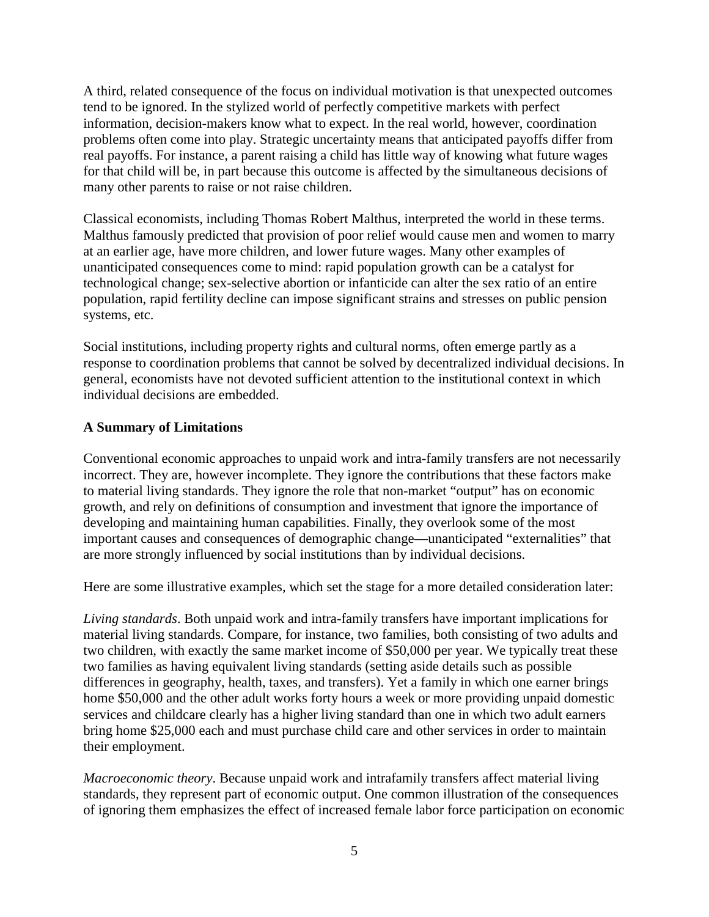A third, related consequence of the focus on individual motivation is that unexpected outcomes tend to be ignored. In the stylized world of perfectly competitive markets with perfect information, decision-makers know what to expect. In the real world, however, coordination problems often come into play. Strategic uncertainty means that anticipated payoffs differ from real payoffs. For instance, a parent raising a child has little way of knowing what future wages for that child will be, in part because this outcome is affected by the simultaneous decisions of many other parents to raise or not raise children.

Classical economists, including Thomas Robert Malthus, interpreted the world in these terms. Malthus famously predicted that provision of poor relief would cause men and women to marry at an earlier age, have more children, and lower future wages. Many other examples of unanticipated consequences come to mind: rapid population growth can be a catalyst for technological change; sex-selective abortion or infanticide can alter the sex ratio of an entire population, rapid fertility decline can impose significant strains and stresses on public pension systems, etc.

Social institutions, including property rights and cultural norms, often emerge partly as a response to coordination problems that cannot be solved by decentralized individual decisions. In general, economists have not devoted sufficient attention to the institutional context in which individual decisions are embedded.

**A Summary of Limitations**

Conventional economic approaches to unpaid work and intra-family transfers are not necessarily incorrect. They are, however incomplete. They ignore the contributions that these factors make to material living standards. They ignore the role that non-market "output" has on economic growth, and rely on definitions of consumption and investment that ignore the importance of developing and maintaining human capabilities. Finally, they overlook some of the most important causes and consequences of demographic change—unanticipated "externalities" that are more strongly influenced by social institutions than by individual decisions.

Here are some illustrative examples, which set the stage for a more detailed consideration later:

*Living standards*. Both unpaid work and intra-family transfers have important implications for material living standards. Compare, for instance, two families, both consisting of two adults and two children, with exactly the same market income of $50,000 per year. We typically treat these two families as having equivalent living standards (setting aside details such as possible differences in geography, health, taxes, and transfers). Yet a family in which one earner brings home $50,000 and the other adult works forty hours a week or more providing unpaid domestic services and childcare clearly has a higher living standard than one in which two adult earners bring home $25,000 each and must purchase child care and other services in order to maintain their employment.

*Macroeconomic theory*. Because unpaid work and intrafamily transfers affect material living standards, they represent part of economic output. One common illustration of the consequences of ignoring them emphasizes the effect of increased female labor force participation on economic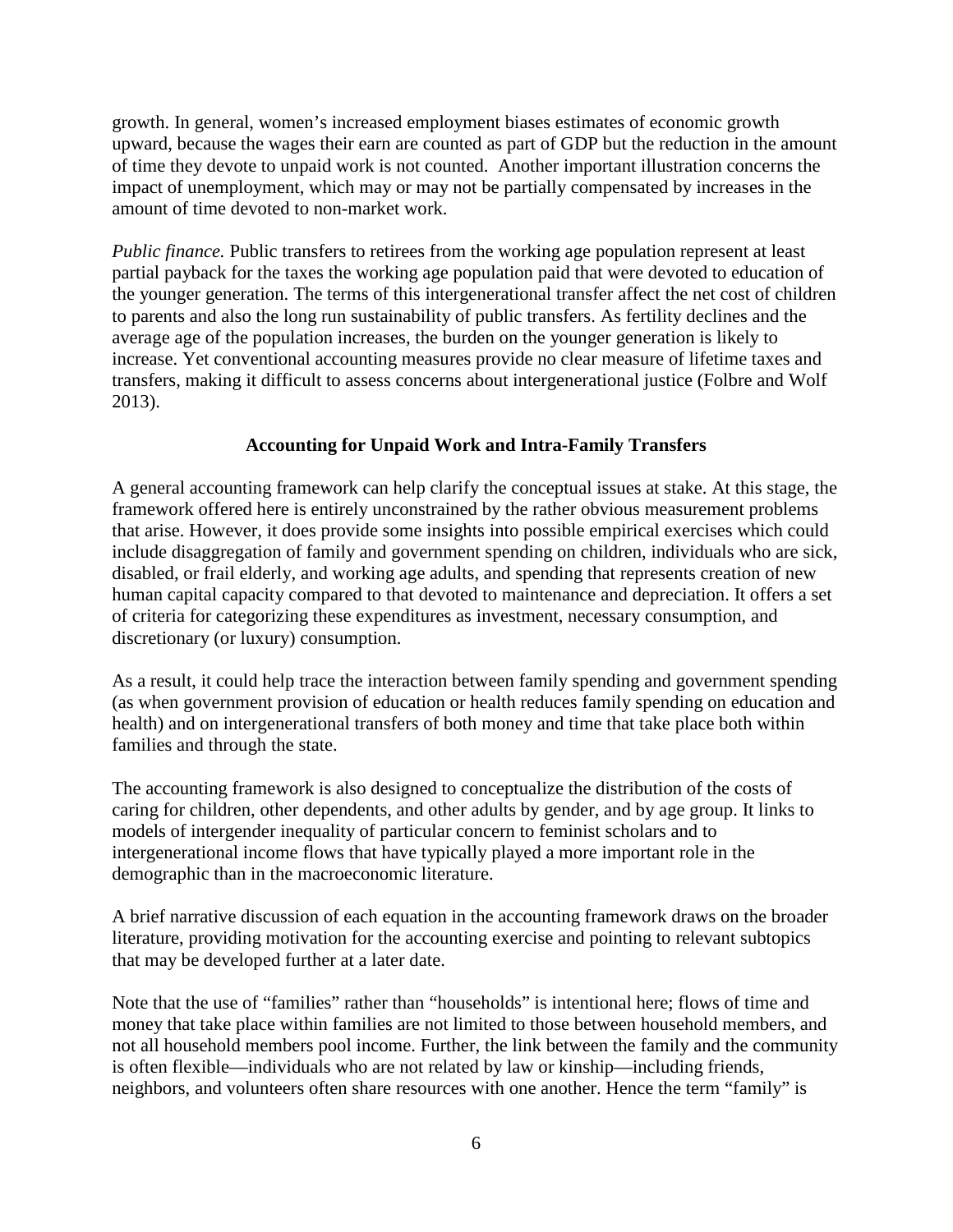growth. In general, women's increased employment biases estimates of economic growth upward, because the wages their earn are counted as part of GDP but the reduction in the amount of time they devote to unpaid work is not counted. Another important illustration concerns the impact of unemployment, which may or may not be partially compensated by increases in the amount of time devoted to non-market work.

*Public finance.* Public transfers to retirees from the working age population represent at least partial payback for the taxes the working age population paid that were devoted to education of the younger generation. The terms of this intergenerational transfer affect the net cost of children to parents and also the long run sustainability of public transfers. As fertility declines and the average age of the population increases, the burden on the younger generation is likely to increase. Yet conventional accounting measures provide no clear measure of lifetime taxes and transfers, making it difficult to assess concerns about intergenerational justice (Folbre and Wolf 2013).

## Accounting for Unpaid Work and Intra-Family Transfers

A general accounting framework can help clarify the conceptual issues at stake. At this stage, the framework offered here is entirely unconstrained by the rather obvious measurement problems that arise. However, it does provide some insights into possible empirical exercises which could include disaggregation of family and government spending on children, individuals who are sick, disabled, or frail elderly, and working age adults, and spending that represents creation of new human capital capacity compared to that devoted to maintenance and depreciation. It offers a set of criteria for categorizing these expenditures as investment, necessary consumption, and discretionary (or luxury) consumption.

As a result, it could help trace the interaction between family spending and government spending (as when government provision of education or health reduces family spending on education and health) and on intergenerational transfers of both money and time that take place both within families and through the state.

The accounting framework is also designed to conceptualize the distribution of the costs of caring for children, other dependents, and other adults by gender, and by age group. It links to models of intergender inequality of particular concern to feminist scholars and to intergenerational income flows that have typically played a more important role in the demographic than in the macroeconomic literature.

A brief narrative discussion of each equation in the accounting framework draws on the broader literature, providing motivation for the accounting exercise and pointing to relevant subtopics that may be developed further at a later date.

Note that the use of "families" rather than "households" is intentional here; flows of time and money that take place within families are not limited to those between household members, and not all household members pool income. Further, the link between the family and the community is often flexible—individuals who are not related by law or kinship—including friends, neighbors, and volunteers often share resources with one another. Hence the term "family" is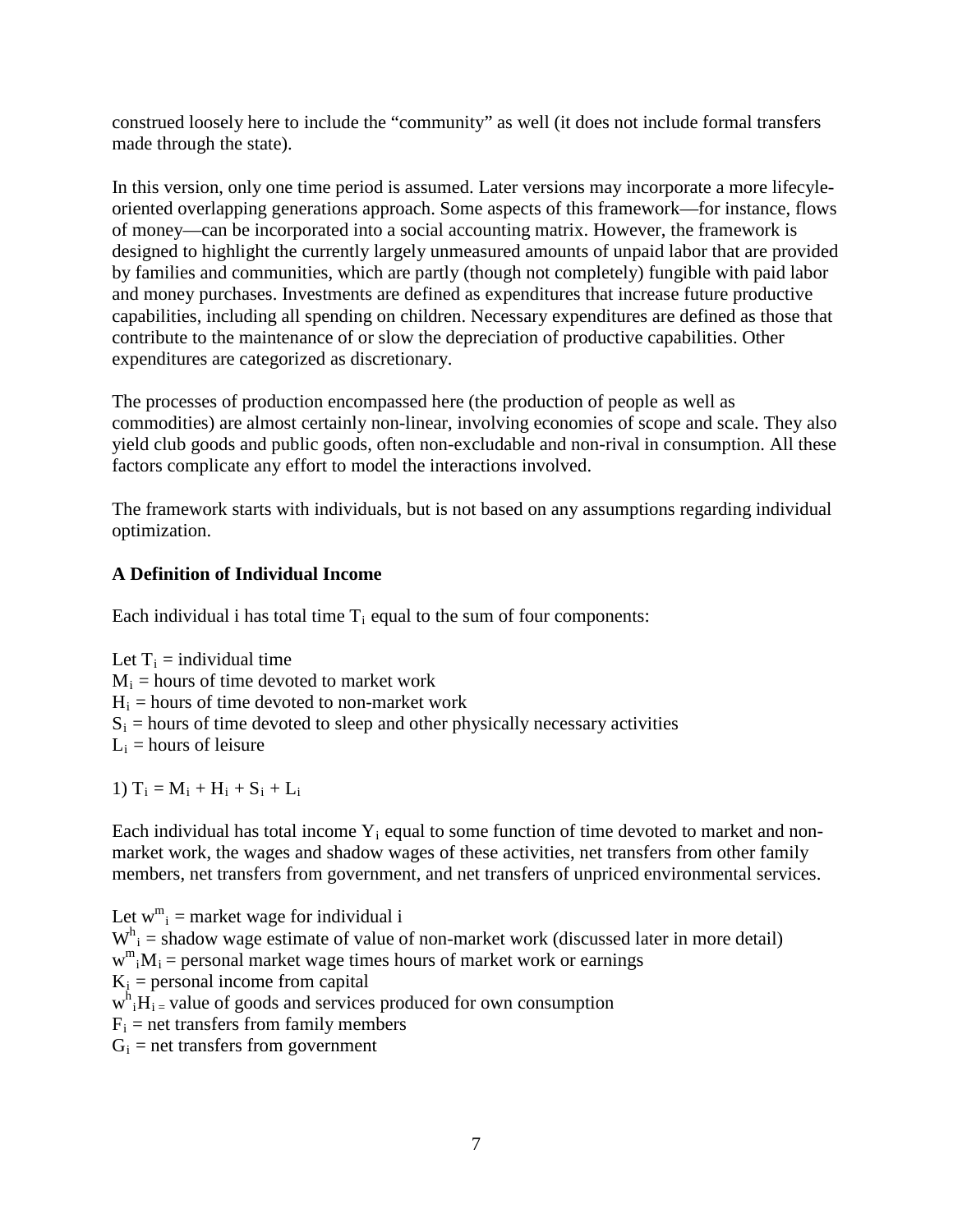construed loosely here to include the "community" as well (it does not include formal transfers made through the state).

In this version, only one time period is assumed. Later versions may incorporate a more lifecyle-oriented overlapping generations approach. Some aspects of this framework—for instance, flows of money—can be incorporated into a social accounting matrix. However, the framework is designed to highlight the currently largely unmeasured amounts of unpaid labor that are provided by families and communities, which are partly (though not completely) fungible with paid labor and money purchases. Investments are defined as expenditures that increase future productive capabilities, including all spending on children. Necessary expenditures are defined as those that contribute to the maintenance of or slow the depreciation of productive capabilities. Other expenditures are categorized as discretionary.

The processes of production encompassed here (the production of people as well as commodities) are almost certainly non-linear, involving economies of scope and scale. They also yield club goods and public goods, often non-excludable and non-rival in consumption. All these factors complicate any effort to model the interactions involved.

The framework starts with individuals, but is not based on any assumptions regarding individual optimization.

### A Definition of Individual Income

Each individual i has total time $T_i$ equal to the sum of four components:

Let $T_i$ = individual time
$M_i$ = hours of time devoted to market work
$H_i$ = hours of time devoted to non-market work
$S_i$ = hours of time devoted to sleep and other physically necessary activities
$L_i$ = hours of leisure

1) $T_i = M_i + H_i + S_i + L_i$

Each individual has total income $Y_i$ equal to some function of time devoted to market and non-market work, the wages and shadow wages of these activities, net transfers from other family members, net transfers from government, and net transfers of unpriced environmental services.

Let $w^m_i$ = market wage for individual i
$W^h_i$ = shadow wage estimate of value of non-market work (discussed later in more detail)
$w^m_i M_i$ = personal market wage times hours of market work or earnings
$K_i$ = personal income from capital
$w^h_i H_i$ = value of goods and services produced for own consumption
$F_i$ = net transfers from family members
$G_i$ = net transfers from government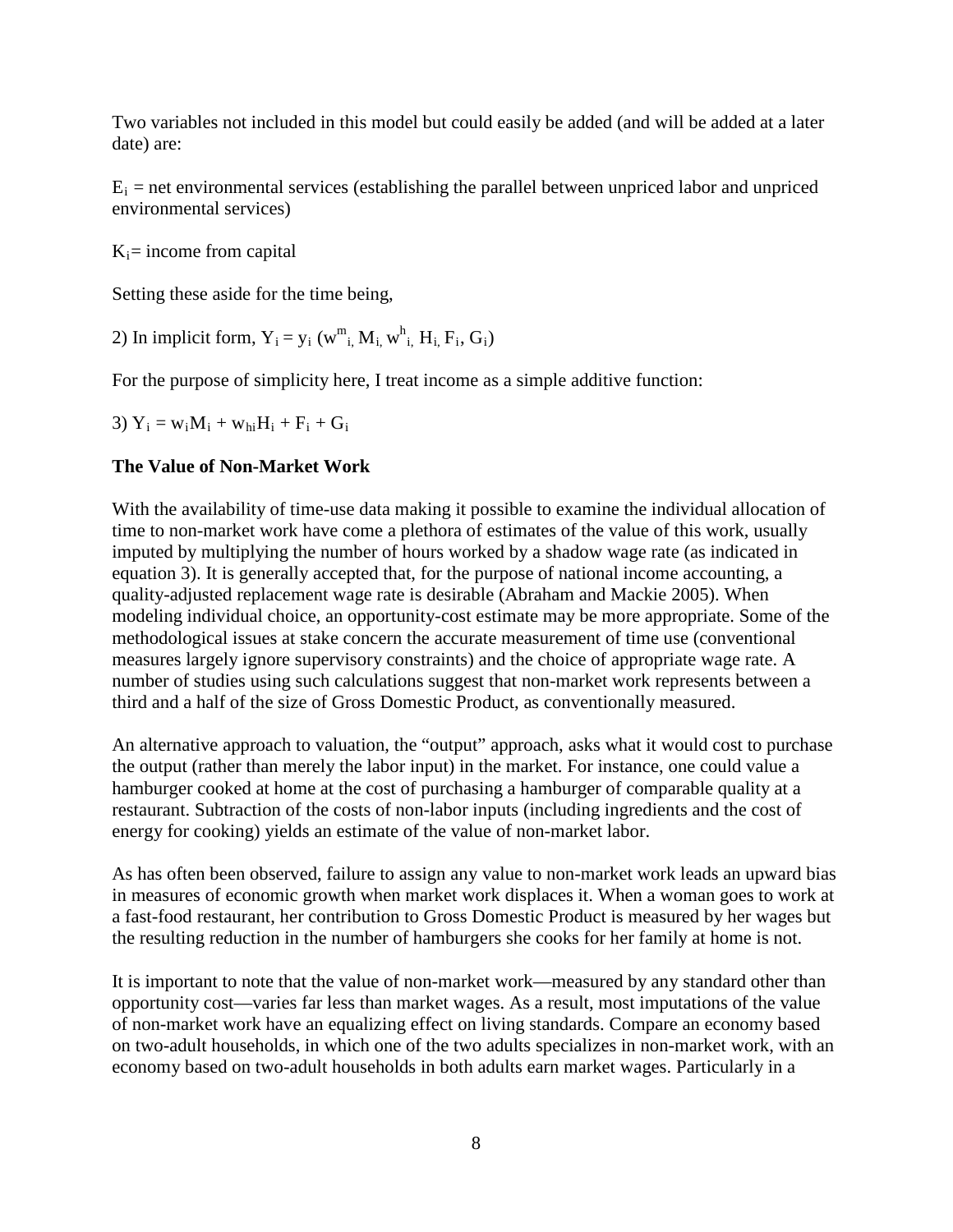Two variables not included in this model but could easily be added (and will be added at a later date) are:

$E_i$ = net environmental services (establishing the parallel between unpriced labor and unpriced environmental services)

$K_i$= income from capital

Setting these aside for the time being,

2) In implicit form, $Y_i = y_i\ (w^m_{i,}\ M_{i,}\ w^h_{i,}\ H_{i,}\ F_i,\ G_i)$

For the purpose of simplicity here, I treat income as a simple additive function:

3) $Y_i = w_iM_i + w_{hi}H_i + F_i + G_i$

**The Value of Non-Market Work**

With the availability of time-use data making it possible to examine the individual allocation of time to non-market work have come a plethora of estimates of the value of this work, usually imputed by multiplying the number of hours worked by a shadow wage rate (as indicated in equation 3). It is generally accepted that, for the purpose of national income accounting, a quality-adjusted replacement wage rate is desirable (Abraham and Mackie 2005). When modeling individual choice, an opportunity-cost estimate may be more appropriate. Some of the methodological issues at stake concern the accurate measurement of time use (conventional measures largely ignore supervisory constraints) and the choice of appropriate wage rate. A number of studies using such calculations suggest that non-market work represents between a third and a half of the size of Gross Domestic Product, as conventionally measured.

An alternative approach to valuation, the "output" approach, asks what it would cost to purchase the output (rather than merely the labor input) in the market. For instance, one could value a hamburger cooked at home at the cost of purchasing a hamburger of comparable quality at a restaurant. Subtraction of the costs of non-labor inputs (including ingredients and the cost of energy for cooking) yields an estimate of the value of non-market labor.

As has often been observed, failure to assign any value to non-market work leads an upward bias in measures of economic growth when market work displaces it. When a woman goes to work at a fast-food restaurant, her contribution to Gross Domestic Product is measured by her wages but the resulting reduction in the number of hamburgers she cooks for her family at home is not.

It is important to note that the value of non-market work—measured by any standard other than opportunity cost—varies far less than market wages. As a result, most imputations of the value of non-market work have an equalizing effect on living standards. Compare an economy based on two-adult households, in which one of the two adults specializes in non-market work, with an economy based on two-adult households in both adults earn market wages. Particularly in a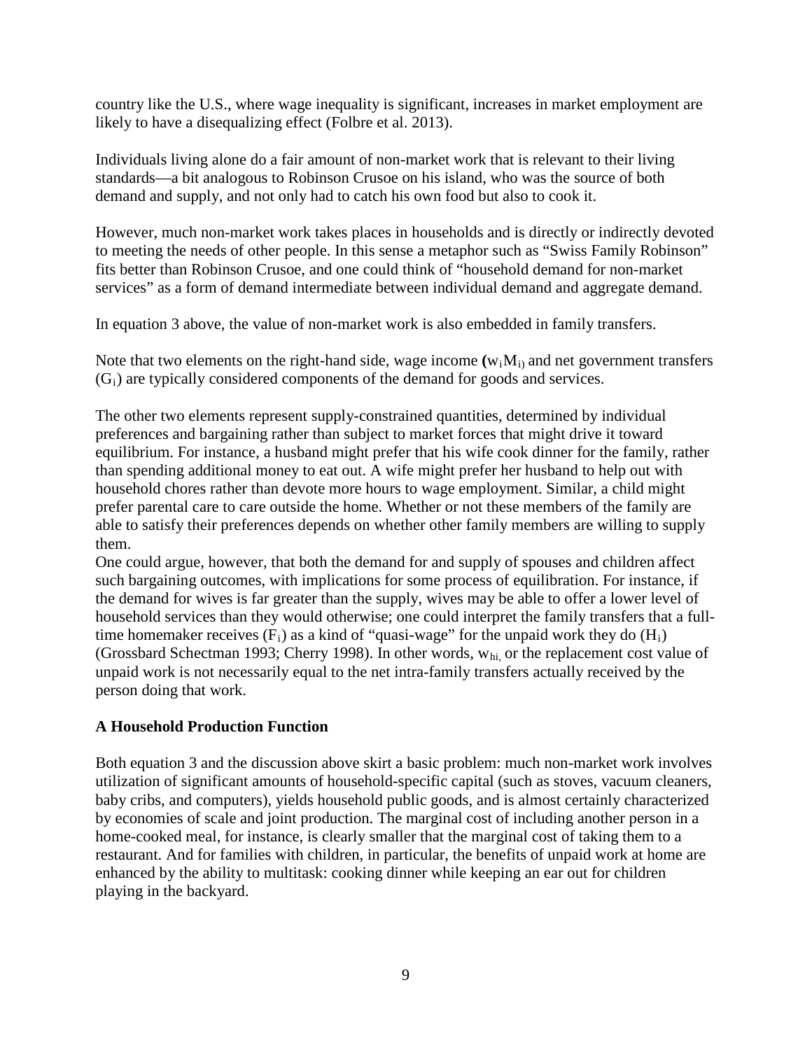country like the U.S., where wage inequality is significant, increases in market employment are likely to have a disequalizing effect (Folbre et al. 2013).

Individuals living alone do a fair amount of non-market work that is relevant to their living standards—a bit analogous to Robinson Crusoe on his island, who was the source of both demand and supply, and not only had to catch his own food but also to cook it.

However, much non-market work takes places in households and is directly or indirectly devoted to meeting the needs of other people. In this sense a metaphor such as "Swiss Family Robinson" fits better than Robinson Crusoe, and one could think of "household demand for non-market services" as a form of demand intermediate between individual demand and aggregate demand.

In equation 3 above, the value of non-market work is also embedded in family transfers.

Note that two elements on the right-hand side, wage income ($w_iM_i$) and net government transfers ($G_i$) are typically considered components of the demand for goods and services.

The other two elements represent supply-constrained quantities, determined by individual preferences and bargaining rather than subject to market forces that might drive it toward equilibrium. For instance, a husband might prefer that his wife cook dinner for the family, rather than spending additional money to eat out. A wife might prefer her husband to help out with household chores rather than devote more hours to wage employment. Similar, a child might prefer parental care to care outside the home. Whether or not these members of the family are able to satisfy their preferences depends on whether other family members are willing to supply them.

One could argue, however, that both the demand for and supply of spouses and children affect such bargaining outcomes, with implications for some process of equilibration. For instance, if the demand for wives is far greater than the supply, wives may be able to offer a lower level of household services than they would otherwise; one could interpret the family transfers that a full-time homemaker receives ($F_i$) as a kind of "quasi-wage" for the unpaid work they do ($H_i$) (Grossbard Schectman 1993; Cherry 1998). In other words, $w_{hi,}$ or the replacement cost value of unpaid work is not necessarily equal to the net intra-family transfers actually received by the person doing that work.

**A Household Production Function**

Both equation 3 and the discussion above skirt a basic problem: much non-market work involves utilization of significant amounts of household-specific capital (such as stoves, vacuum cleaners, baby cribs, and computers), yields household public goods, and is almost certainly characterized by economies of scale and joint production. The marginal cost of including another person in a home-cooked meal, for instance, is clearly smaller that the marginal cost of taking them to a restaurant. And for families with children, in particular, the benefits of unpaid work at home are enhanced by the ability to multitask: cooking dinner while keeping an ear out for children playing in the backyard.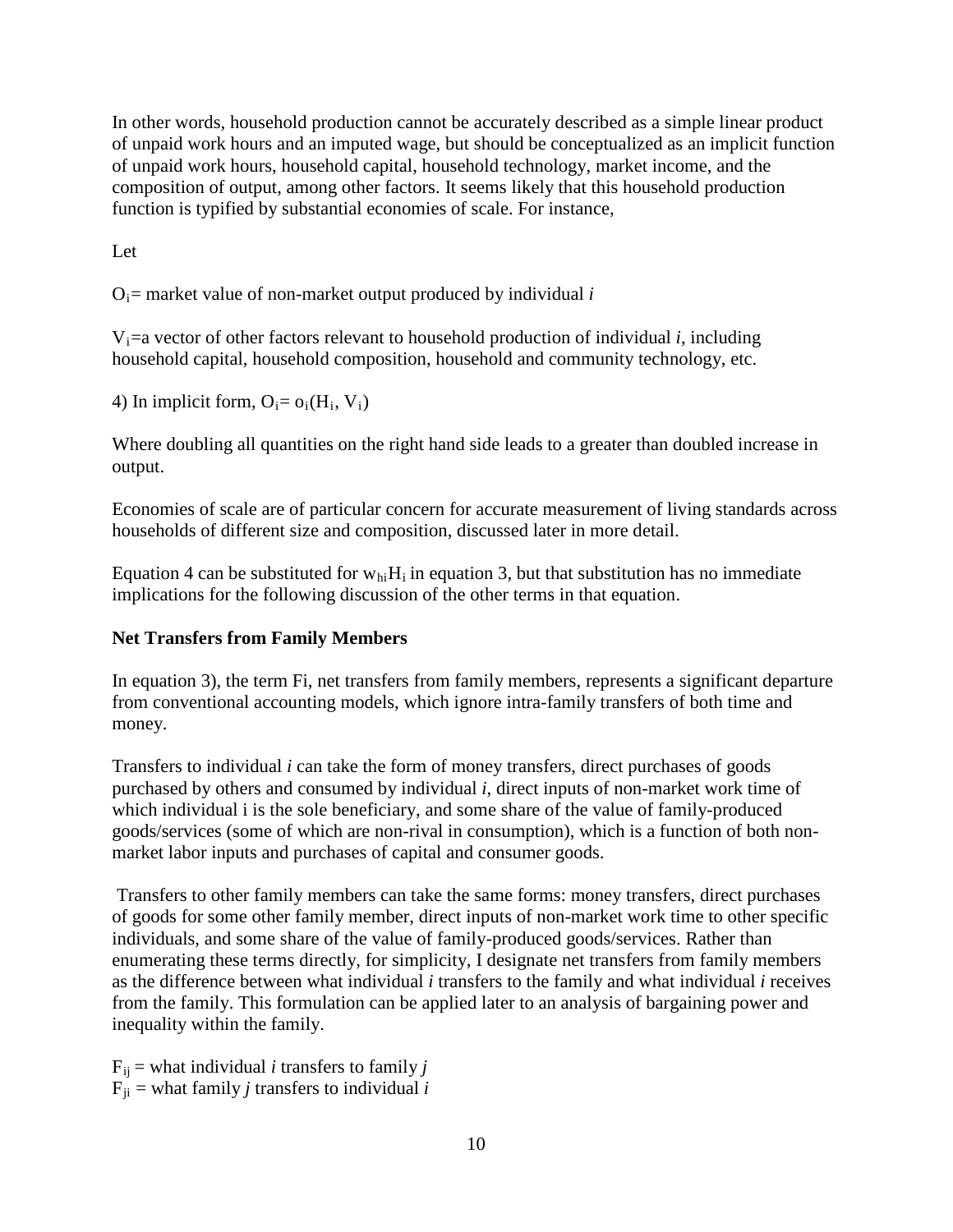In other words, household production cannot be accurately described as a simple linear product of unpaid work hours and an imputed wage, but should be conceptualized as an implicit function of unpaid work hours, household capital, household technology, market income, and the composition of output, among other factors. It seems likely that this household production function is typified by substantial economies of scale. For instance,

Let

$O_i$= market value of non-market output produced by individual *i*

$V_i$=a vector of other factors relevant to household production of individual *i*, including household capital, household composition, household and community technology, etc.

4) In implicit form, $O_i = o_i(H_i, V_i)$

Where doubling all quantities on the right hand side leads to a greater than doubled increase in output.

Economies of scale are of particular concern for accurate measurement of living standards across households of different size and composition, discussed later in more detail.

Equation 4 can be substituted for $w_{hi}H_i$ in equation 3, but that substitution has no immediate implications for the following discussion of the other terms in that equation.

**Net Transfers from Family Members**

In equation 3), the term Fi, net transfers from family members, represents a significant departure from conventional accounting models, which ignore intra-family transfers of both time and money.

Transfers to individual *i* can take the form of money transfers, direct purchases of goods purchased by others and consumed by individual *i*, direct inputs of non-market work time of which individual i is the sole beneficiary, and some share of the value of family-produced goods/services (some of which are non-rival in consumption), which is a function of both non-market labor inputs and purchases of capital and consumer goods.

Transfers to other family members can take the same forms: money transfers, direct purchases of goods for some other family member, direct inputs of non-market work time to other specific individuals, and some share of the value of family-produced goods/services. Rather than enumerating these terms directly, for simplicity, I designate net transfers from family members as the difference between what individual *i* transfers to the family and what individual *i* receives from the family. This formulation can be applied later to an analysis of bargaining power and inequality within the family.

$F_{ij}$ = what individual *i* transfers to family *j*
$F_{ji}$ = what family *j* transfers to individual *i*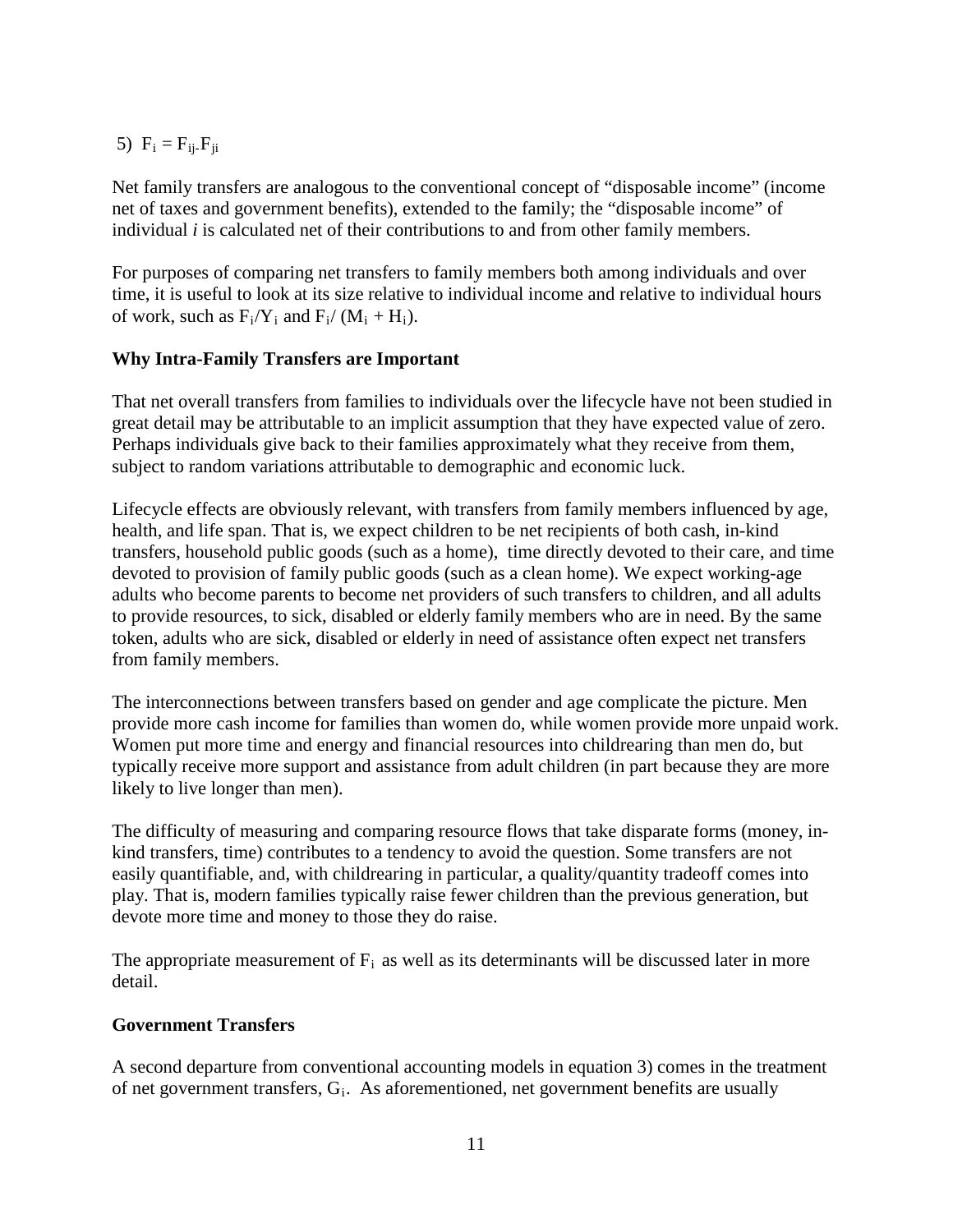5) $F_i = F_{ij-}F_{ji}$

Net family transfers are analogous to the conventional concept of "disposable income" (income net of taxes and government benefits), extended to the family; the "disposable income" of individual *i* is calculated net of their contributions to and from other family members.

For purposes of comparing net transfers to family members both among individuals and over time, it is useful to look at its size relative to individual income and relative to individual hours of work, such as $F_i/Y_i$ and $F_i/(M_i + H_i)$.

**Why Intra-Family Transfers are Important**

That net overall transfers from families to individuals over the lifecycle have not been studied in great detail may be attributable to an implicit assumption that they have expected value of zero. Perhaps individuals give back to their families approximately what they receive from them, subject to random variations attributable to demographic and economic luck.

Lifecycle effects are obviously relevant, with transfers from family members influenced by age, health, and life span. That is, we expect children to be net recipients of both cash, in-kind transfers, household public goods (such as a home), time directly devoted to their care, and time devoted to provision of family public goods (such as a clean home). We expect working-age adults who become parents to become net providers of such transfers to children, and all adults to provide resources, to sick, disabled or elderly family members who are in need. By the same token, adults who are sick, disabled or elderly in need of assistance often expect net transfers from family members.

The interconnections between transfers based on gender and age complicate the picture. Men provide more cash income for families than women do, while women provide more unpaid work. Women put more time and energy and financial resources into childrearing than men do, but typically receive more support and assistance from adult children (in part because they are more likely to live longer than men).

The difficulty of measuring and comparing resource flows that take disparate forms (money, in-kind transfers, time) contributes to a tendency to avoid the question. Some transfers are not easily quantifiable, and, with childrearing in particular, a quality/quantity tradeoff comes into play. That is, modern families typically raise fewer children than the previous generation, but devote more time and money to those they do raise.

The appropriate measurement of $F_i$ as well as its determinants will be discussed later in more detail.

**Government Transfers**

A second departure from conventional accounting models in equation 3) comes in the treatment of net government transfers, $G_i$. As aforementioned, net government benefits are usually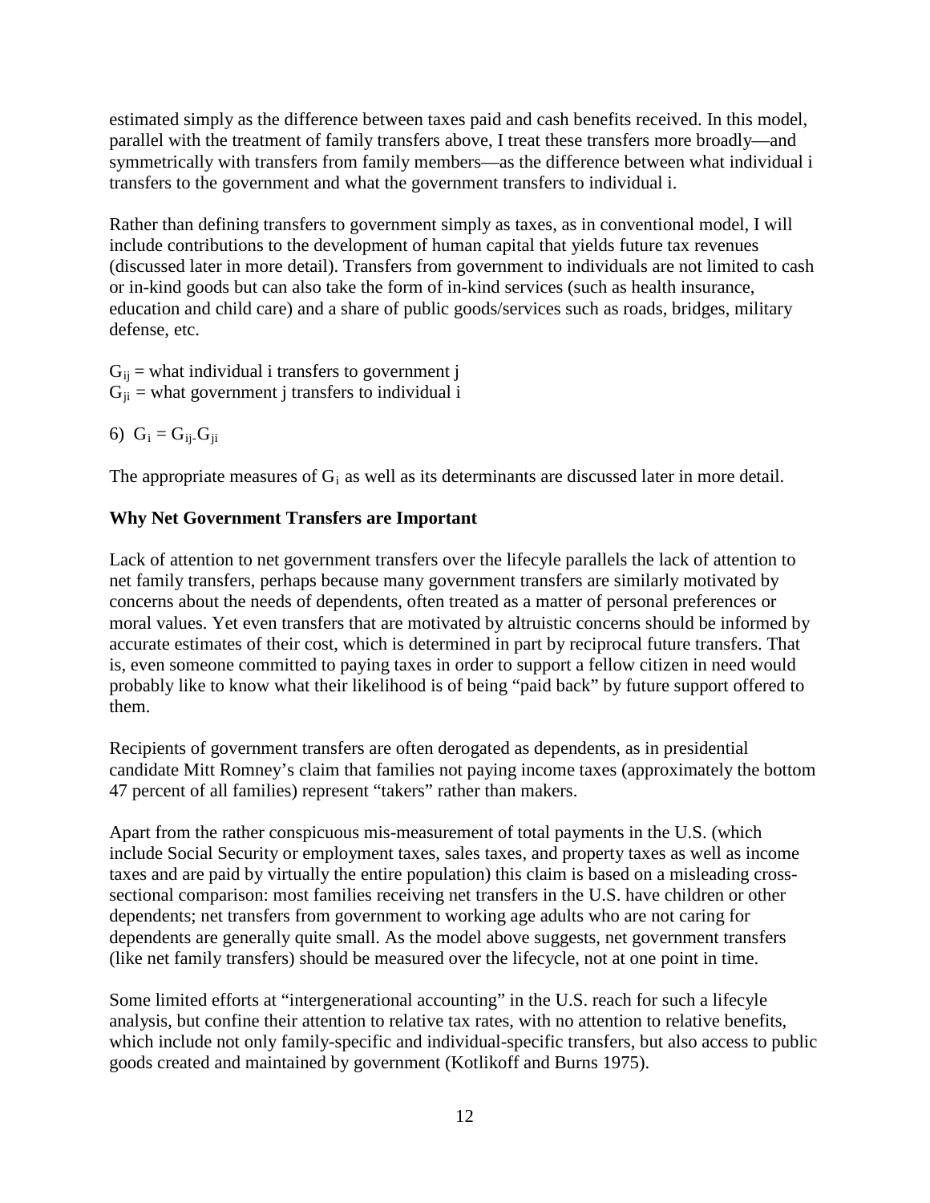estimated simply as the difference between taxes paid and cash benefits received. In this model, parallel with the treatment of family transfers above, I treat these transfers more broadly—and symmetrically with transfers from family members—as the difference between what individual i transfers to the government and what the government transfers to individual i.

Rather than defining transfers to government simply as taxes, as in conventional model, I will include contributions to the development of human capital that yields future tax revenues (discussed later in more detail). Transfers from government to individuals are not limited to cash or in-kind goods but can also take the form of in-kind services (such as health insurance, education and child care) and a share of public goods/services such as roads, bridges, military defense, etc.

$G_{ij}$ = what individual i transfers to government j
$G_{ji}$ = what government j transfers to individual i

6) $G_i = G_{ij} - G_{ji}$

The appropriate measures of $G_i$ as well as its determinants are discussed later in more detail.

**Why Net Government Transfers are Important**

Lack of attention to net government transfers over the lifecycle parallels the lack of attention to net family transfers, perhaps because many government transfers are similarly motivated by concerns about the needs of dependents, often treated as a matter of personal preferences or moral values. Yet even transfers that are motivated by altruistic concerns should be informed by accurate estimates of their cost, which is determined in part by reciprocal future transfers. That is, even someone committed to paying taxes in order to support a fellow citizen in need would probably like to know what their likelihood is of being "paid back" by future support offered to them.

Recipients of government transfers are often derogated as dependents, as in presidential candidate Mitt Romney's claim that families not paying income taxes (approximately the bottom 47 percent of all families) represent "takers" rather than makers.

Apart from the rather conspicuous mis-measurement of total payments in the U.S. (which include Social Security or employment taxes, sales taxes, and property taxes as well as income taxes and are paid by virtually the entire population) this claim is based on a misleading cross-sectional comparison: most families receiving net transfers in the U.S. have children or other dependents; net transfers from government to working age adults who are not caring for dependents are generally quite small. As the model above suggests, net government transfers (like net family transfers) should be measured over the lifecycle, not at one point in time.

Some limited efforts at "intergenerational accounting" in the U.S. reach for such a lifecyle analysis, but confine their attention to relative tax rates, with no attention to relative benefits, which include not only family-specific and individual-specific transfers, but also access to public goods created and maintained by government (Kotlikoff and Burns 1975).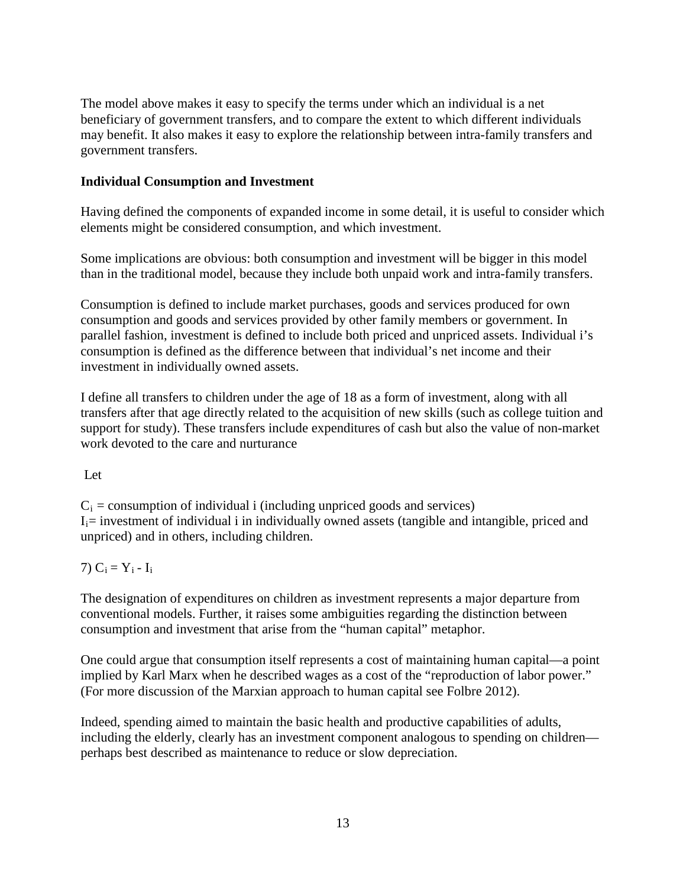The model above makes it easy to specify the terms under which an individual is a net beneficiary of government transfers, and to compare the extent to which different individuals may benefit. It also makes it easy to explore the relationship between intra-family transfers and government transfers.

**Individual Consumption and Investment**

Having defined the components of expanded income in some detail, it is useful to consider which elements might be considered consumption, and which investment.

Some implications are obvious: both consumption and investment will be bigger in this model than in the traditional model, because they include both unpaid work and intra-family transfers.

Consumption is defined to include market purchases, goods and services produced for own consumption and goods and services provided by other family members or government. In parallel fashion, investment is defined to include both priced and unpriced assets. Individual i's consumption is defined as the difference between that individual's net income and their investment in individually owned assets.

I define all transfers to children under the age of 18 as a form of investment, along with all transfers after that age directly related to the acquisition of new skills (such as college tuition and support for study). These transfers include expenditures of cash but also the value of non-market work devoted to the care and nurturance

Let

$C_i$ = consumption of individual i (including unpriced goods and services)
$I_i$= investment of individual i in individually owned assets (tangible and intangible, priced and unpriced) and in others, including children.

7) $C_i = Y_i - I_i$

The designation of expenditures on children as investment represents a major departure from conventional models. Further, it raises some ambiguities regarding the distinction between consumption and investment that arise from the "human capital" metaphor.

One could argue that consumption itself represents a cost of maintaining human capital—a point implied by Karl Marx when he described wages as a cost of the "reproduction of labor power." (For more discussion of the Marxian approach to human capital see Folbre 2012).

Indeed, spending aimed to maintain the basic health and productive capabilities of adults, including the elderly, clearly has an investment component analogous to spending on children—perhaps best described as maintenance to reduce or slow depreciation.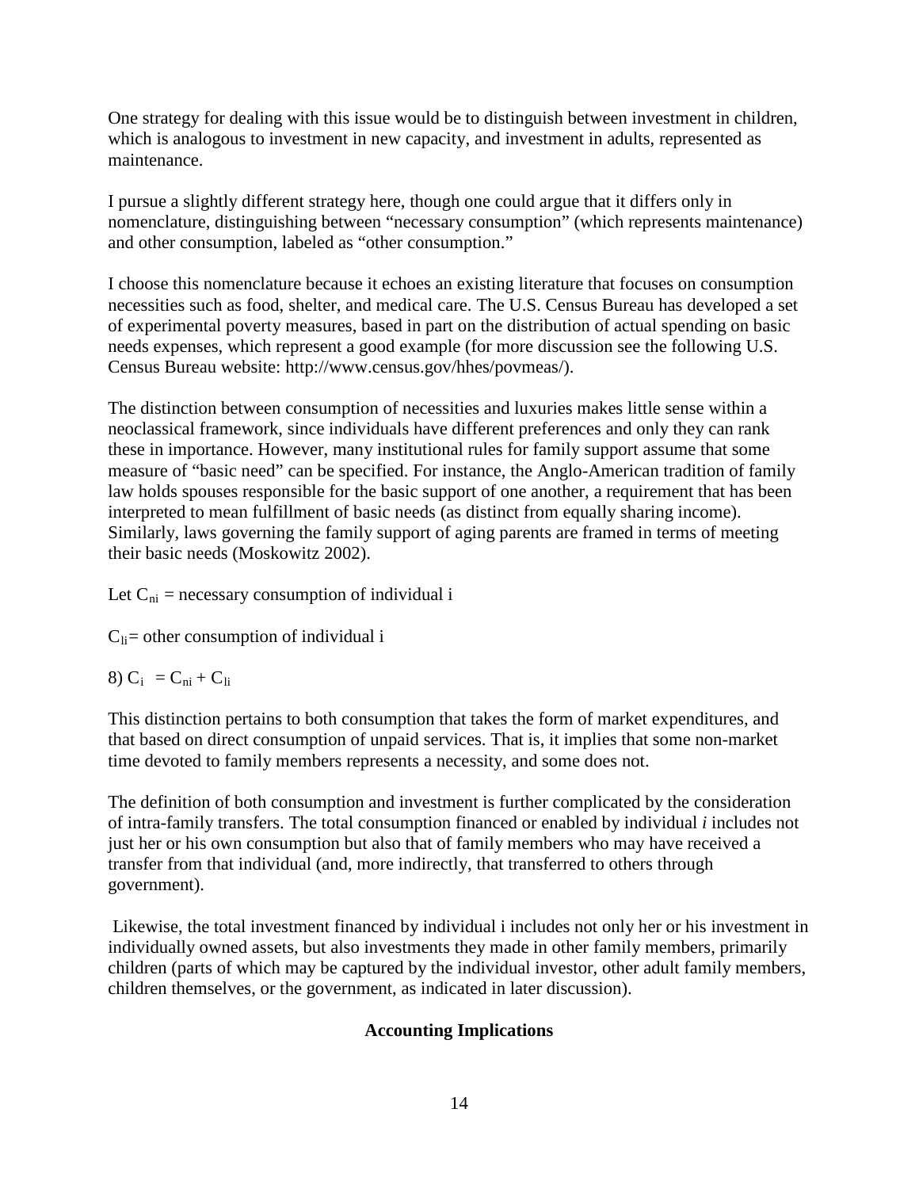One strategy for dealing with this issue would be to distinguish between investment in children, which is analogous to investment in new capacity, and investment in adults, represented as maintenance.

I pursue a slightly different strategy here, though one could argue that it differs only in nomenclature, distinguishing between "necessary consumption" (which represents maintenance) and other consumption, labeled as "other consumption."

I choose this nomenclature because it echoes an existing literature that focuses on consumption necessities such as food, shelter, and medical care. The U.S. Census Bureau has developed a set of experimental poverty measures, based in part on the distribution of actual spending on basic needs expenses, which represent a good example (for more discussion see the following U.S. Census Bureau website: http://www.census.gov/hhes/povmeas/).

The distinction between consumption of necessities and luxuries makes little sense within a neoclassical framework, since individuals have different preferences and only they can rank these in importance. However, many institutional rules for family support assume that some measure of "basic need" can be specified. For instance, the Anglo-American tradition of family law holds spouses responsible for the basic support of one another, a requirement that has been interpreted to mean fulfillment of basic needs (as distinct from equally sharing income). Similarly, laws governing the family support of aging parents are framed in terms of meeting their basic needs (Moskowitz 2002).

Let $C_{ni}$ = necessary consumption of individual i

$C_{li}$= other consumption of individual i

8) $C_i = C_{ni} + C_{li}$

This distinction pertains to both consumption that takes the form of market expenditures, and that based on direct consumption of unpaid services. That is, it implies that some non-market time devoted to family members represents a necessity, and some does not.

The definition of both consumption and investment is further complicated by the consideration of intra-family transfers. The total consumption financed or enabled by individual *i* includes not just her or his own consumption but also that of family members who may have received a transfer from that individual (and, more indirectly, that transferred to others through government).

Likewise, the total investment financed by individual i includes not only her or his investment in individually owned assets, but also investments they made in other family members, primarily children (parts of which may be captured by the individual investor, other adult family members, children themselves, or the government, as indicated in later discussion).

## Accounting Implications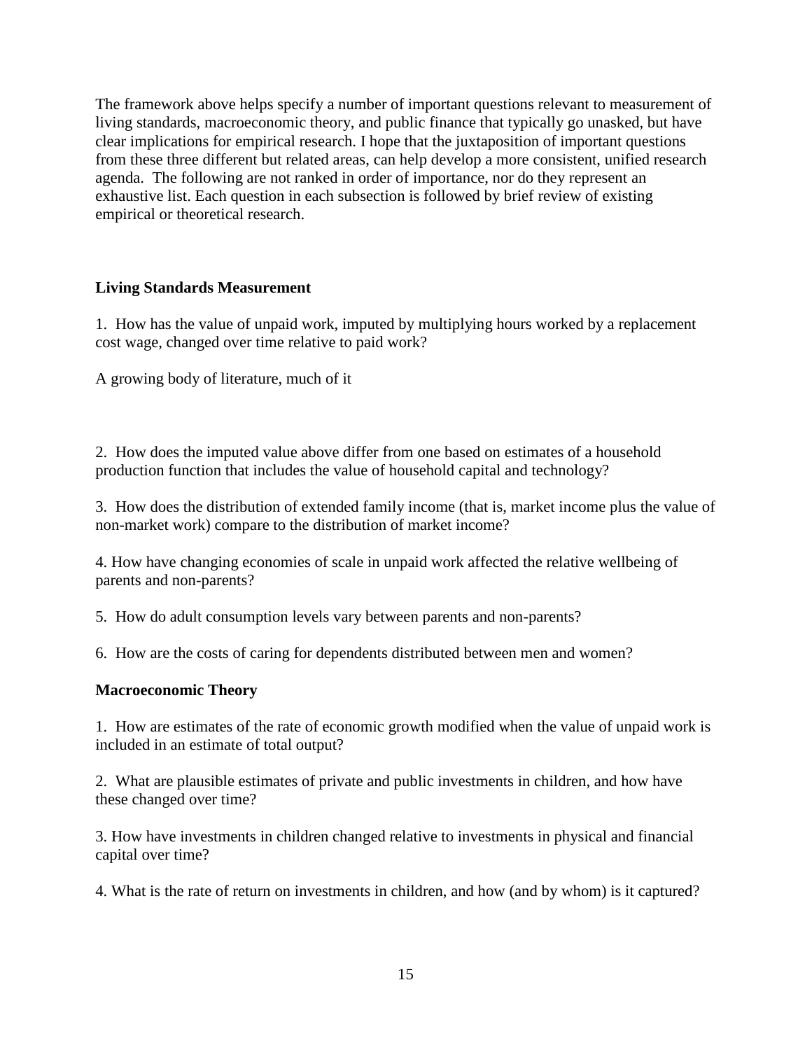The framework above helps specify a number of important questions relevant to measurement of living standards, macroeconomic theory, and public finance that typically go unasked, but have clear implications for empirical research. I hope that the juxtaposition of important questions from these three different but related areas, can help develop a more consistent, unified research agenda. The following are not ranked in order of importance, nor do they represent an exhaustive list. Each question in each subsection is followed by brief review of existing empirical or theoretical research.

**Living Standards Measurement**

1. How has the value of unpaid work, imputed by multiplying hours worked by a replacement cost wage, changed over time relative to paid work?

A growing body of literature, much of it

2. How does the imputed value above differ from one based on estimates of a household production function that includes the value of household capital and technology?

3. How does the distribution of extended family income (that is, market income plus the value of non-market work) compare to the distribution of market income?

4. How have changing economies of scale in unpaid work affected the relative wellbeing of parents and non-parents?

5. How do adult consumption levels vary between parents and non-parents?

6. How are the costs of caring for dependents distributed between men and women?

**Macroeconomic Theory**

1. How are estimates of the rate of economic growth modified when the value of unpaid work is included in an estimate of total output?

2. What are plausible estimates of private and public investments in children, and how have these changed over time?

3. How have investments in children changed relative to investments in physical and financial capital over time?

4. What is the rate of return on investments in children, and how (and by whom) is it captured?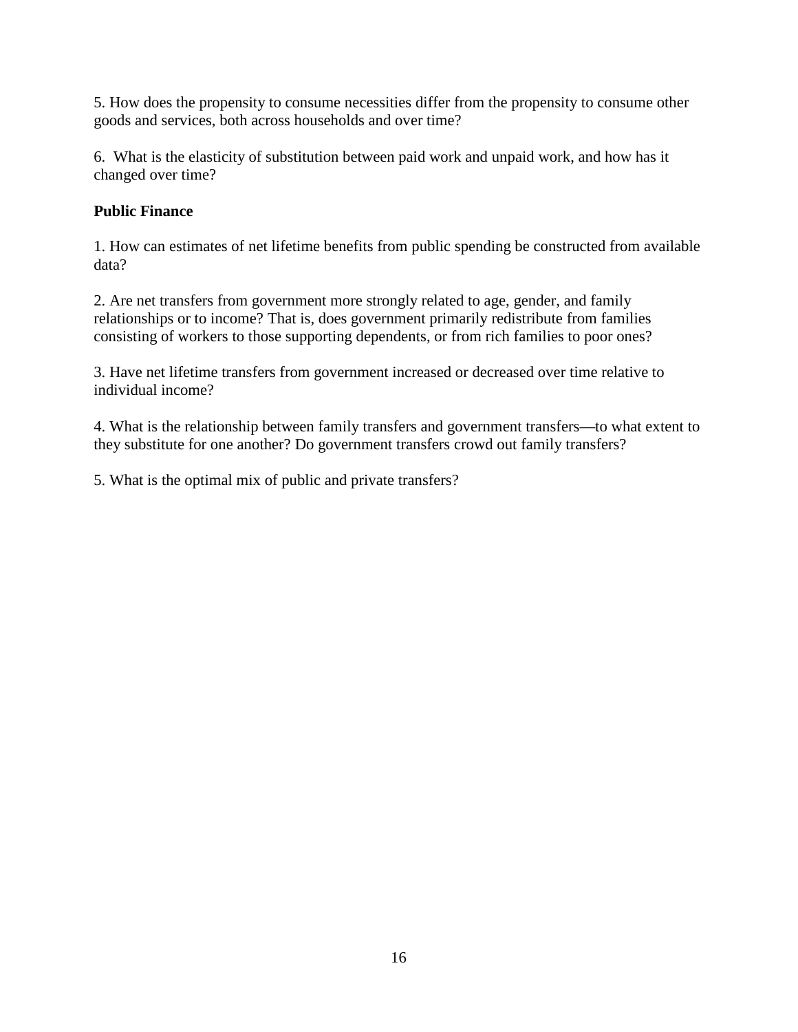5. How does the propensity to consume necessities differ from the propensity to consume other goods and services, both across households and over time?

6. What is the elasticity of substitution between paid work and unpaid work, and how has it changed over time?

**Public Finance**

1. How can estimates of net lifetime benefits from public spending be constructed from available data?

2. Are net transfers from government more strongly related to age, gender, and family relationships or to income? That is, does government primarily redistribute from families consisting of workers to those supporting dependents, or from rich families to poor ones?

3. Have net lifetime transfers from government increased or decreased over time relative to individual income?

4. What is the relationship between family transfers and government transfers—to what extent to they substitute for one another? Do government transfers crowd out family transfers?

5. What is the optimal mix of public and private transfers?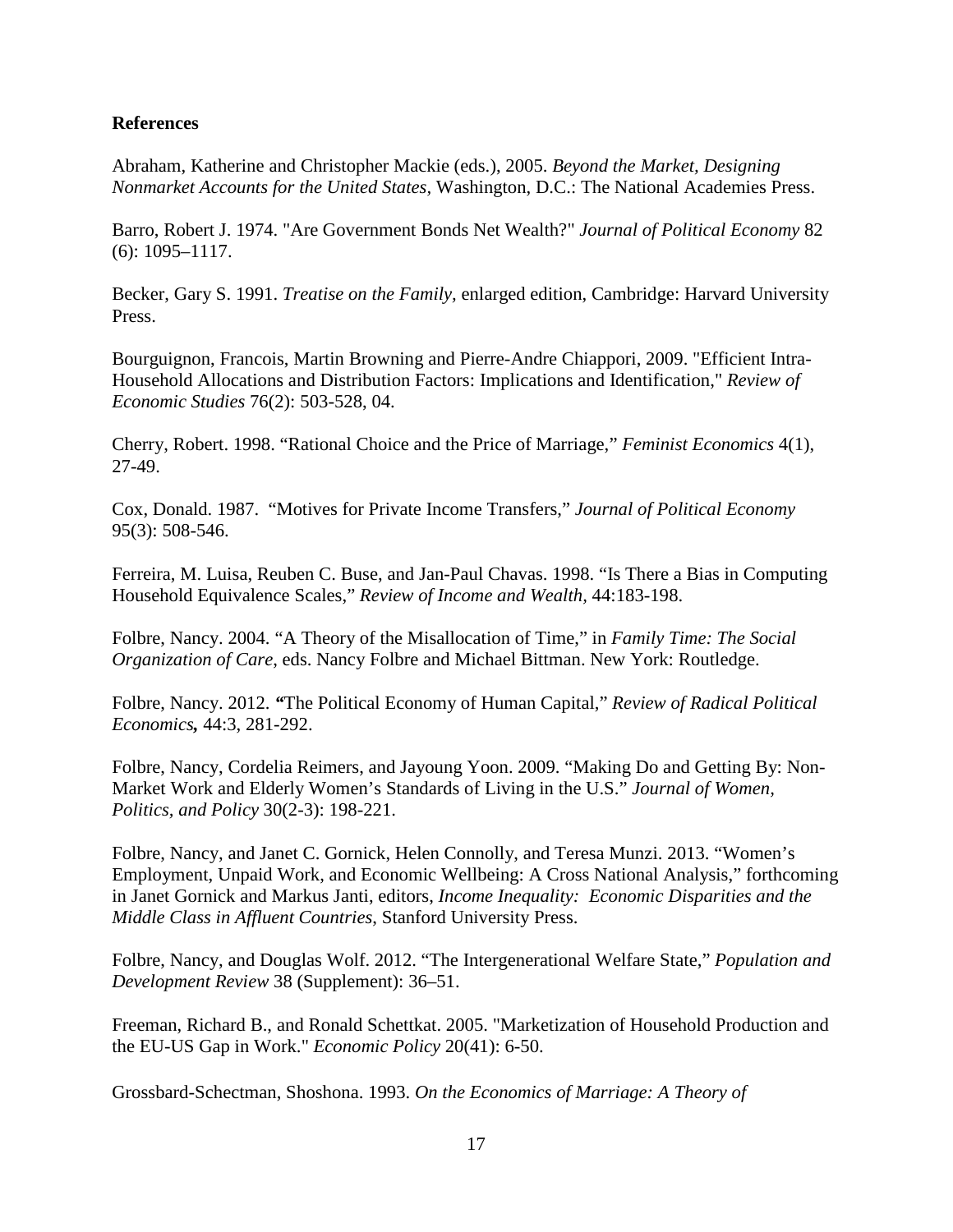**References**

Abraham, Katherine and Christopher Mackie (eds.), 2005. *Beyond the Market, Designing Nonmarket Accounts for the United States*, Washington, D.C.: The National Academies Press.

Barro, Robert J. 1974. "Are Government Bonds Net Wealth?" *Journal of Political Economy* 82 (6): 1095–1117.

Becker, Gary S. 1991. *Treatise on the Family,* enlarged edition, Cambridge: Harvard University Press.

Bourguignon, Francois, Martin Browning and Pierre-Andre Chiappori, 2009. "Efficient Intra-Household Allocations and Distribution Factors: Implications and Identification," *Review of Economic Studies* 76(2): 503-528, 04.

Cherry, Robert. 1998. "Rational Choice and the Price of Marriage," *Feminist Economics* 4(1), 27-49.

Cox, Donald. 1987. "Motives for Private Income Transfers," *Journal of Political Economy* 95(3): 508-546.

Ferreira, M. Luisa, Reuben C. Buse, and Jan-Paul Chavas. 1998. "Is There a Bias in Computing Household Equivalence Scales," *Review of Income and Wealth*, 44:183-198.

Folbre, Nancy. 2004. "A Theory of the Misallocation of Time," in *Family Time: The Social Organization of Care*, eds. Nancy Folbre and Michael Bittman. New York: Routledge.

Folbre, Nancy. 2012. **"**The Political Economy of Human Capital," *Review of Radical Political Economics***,** 44:3, 281-292.

Folbre, Nancy, Cordelia Reimers, and Jayoung Yoon. 2009. "Making Do and Getting By: Non-Market Work and Elderly Women's Standards of Living in the U.S." *Journal of Women, Politics, and Policy* 30(2-3): 198-221.

Folbre, Nancy, and Janet C. Gornick, Helen Connolly, and Teresa Munzi. 2013. "Women's Employment, Unpaid Work, and Economic Wellbeing: A Cross National Analysis," forthcoming in Janet Gornick and Markus Janti, editors, *Income Inequality: Economic Disparities and the Middle Class in Affluent Countries*, Stanford University Press.

Folbre, Nancy, and Douglas Wolf. 2012. "The Intergenerational Welfare State," *Population and Development Review* 38 (Supplement): 36–51.

Freeman, Richard B., and Ronald Schettkat. 2005. "Marketization of Household Production and the EU-US Gap in Work." *Economic Policy* 20(41): 6-50.

Grossbard-Schectman, Shoshona. 1993. *On the Economics of Marriage: A Theory of*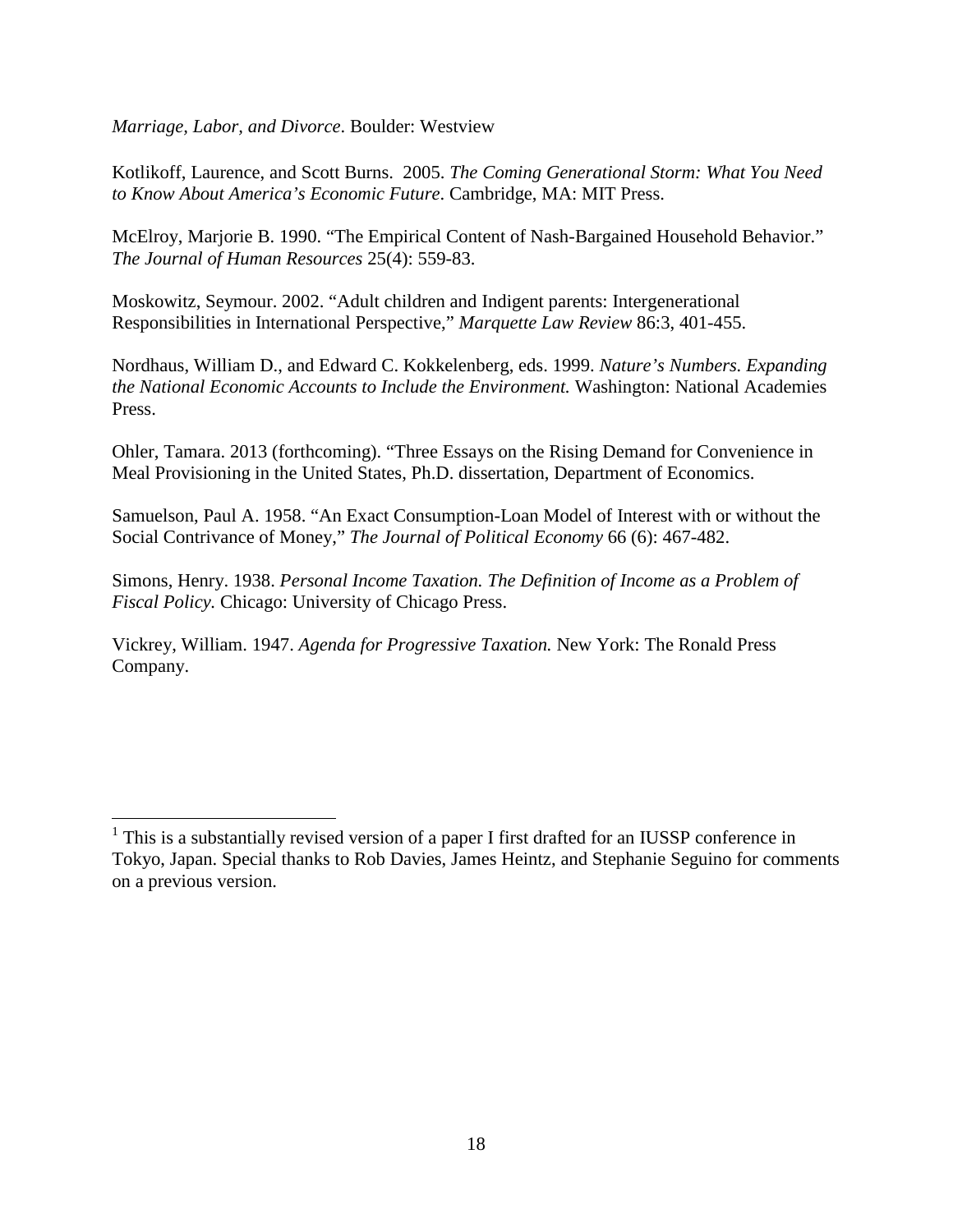*Marriage, Labor, and Divorce*. Boulder: Westview

Kotlikoff, Laurence, and Scott Burns. 2005. *The Coming Generational Storm: What You Need to Know About America's Economic Future*. Cambridge, MA: MIT Press.

McElroy, Marjorie B. 1990. "The Empirical Content of Nash-Bargained Household Behavior." *The Journal of Human Resources* 25(4): 559-83.

Moskowitz, Seymour. 2002. "Adult children and Indigent parents: Intergenerational Responsibilities in International Perspective," *Marquette Law Review* 86:3, 401-455.

Nordhaus, William D., and Edward C. Kokkelenberg, eds. 1999. *Nature's Numbers. Expanding the National Economic Accounts to Include the Environment.* Washington: National Academies Press.

Ohler, Tamara. 2013 (forthcoming). "Three Essays on the Rising Demand for Convenience in Meal Provisioning in the United States, Ph.D. dissertation, Department of Economics.

Samuelson, Paul A. 1958. "An Exact Consumption-Loan Model of Interest with or without the Social Contrivance of Money," *The Journal of Political Economy* 66 (6): 467-482.

Simons, Henry. 1938. *Personal Income Taxation. The Definition of Income as a Problem of Fiscal Policy.* Chicago: University of Chicago Press.

Vickrey, William. 1947. *Agenda for Progressive Taxation.* New York: The Ronald Press Company.

---

[1] This is a substantially revised version of a paper I first drafted for an IUSSP conference in Tokyo, Japan. Special thanks to Rob Davies, James Heintz, and Stephanie Seguino for comments on a previous version.